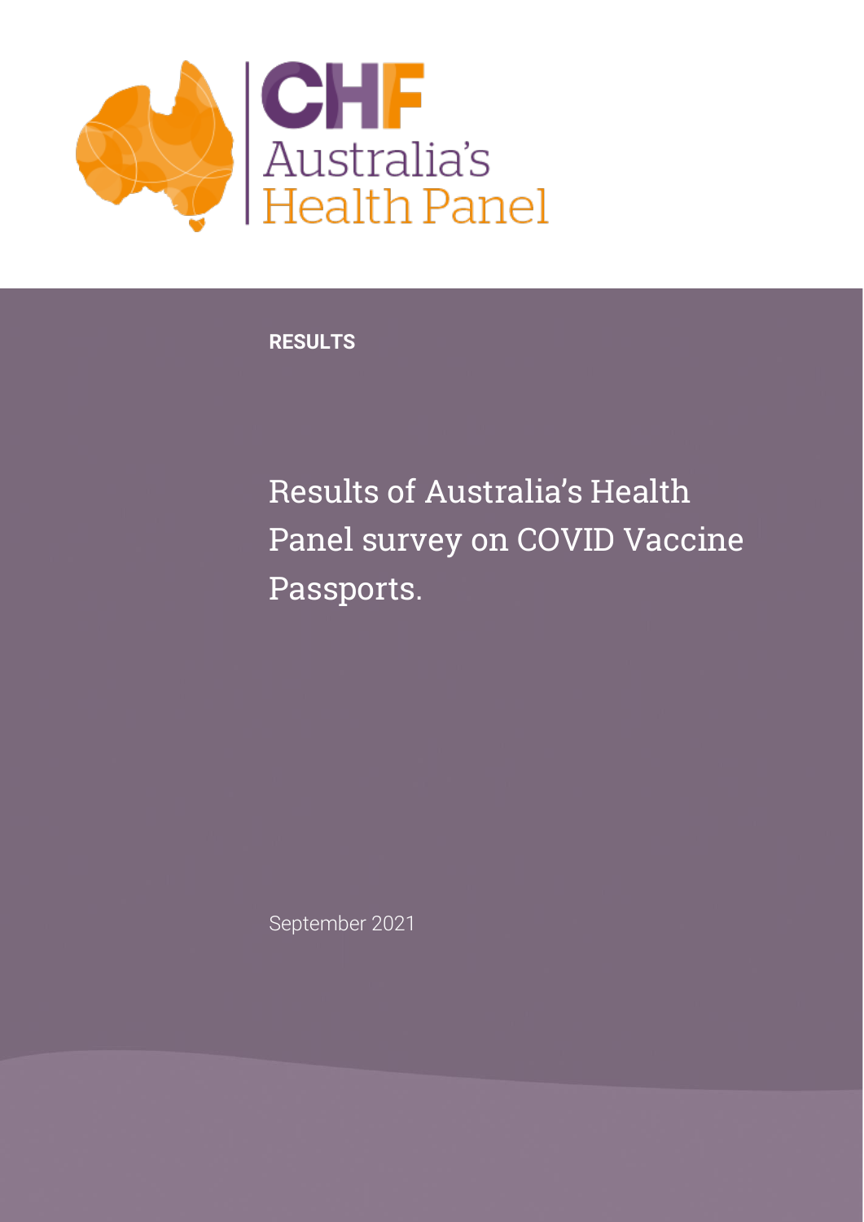CHF Australia's Health Panel

**RESULTS**

# Results of Australia's Health Panel survey on COVID Vaccine Passports.

September 2021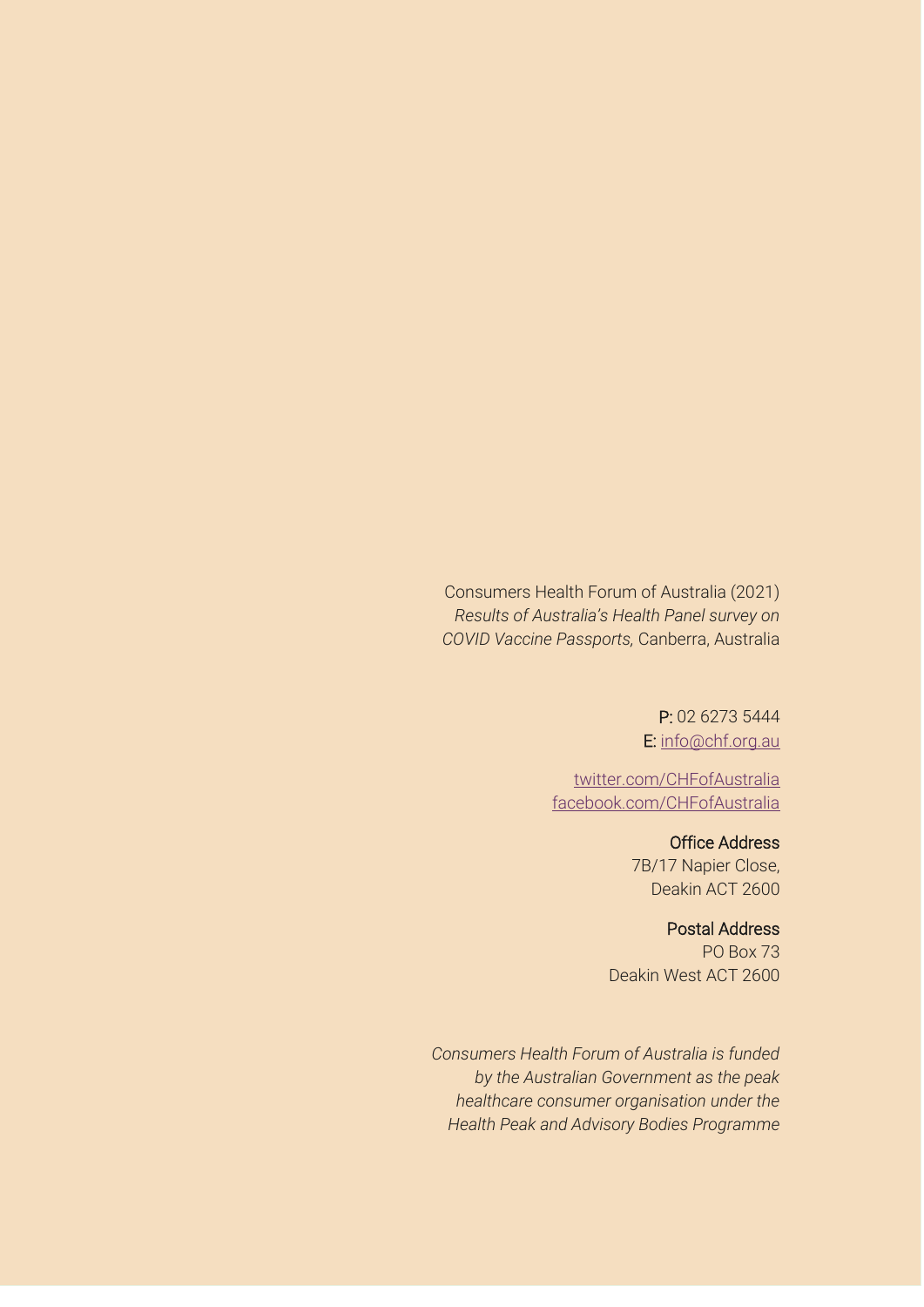Consumers Health Forum of Australia (2021) *Results of Australia's Health Panel survey on COVID Vaccine Passports,* Canberra, Australia

**P:** 02 6273 5444
**E:** info@chf.org.au

twitter.com/CHFofAustralia
facebook.com/CHFofAustralia

**Office Address**
7B/17 Napier Close,
Deakin ACT 2600

**Postal Address**
PO Box 73
Deakin West ACT 2600

*Consumers Health Forum of Australia is funded by the Australian Government as the peak healthcare consumer organisation under the Health Peak and Advisory Bodies Programme*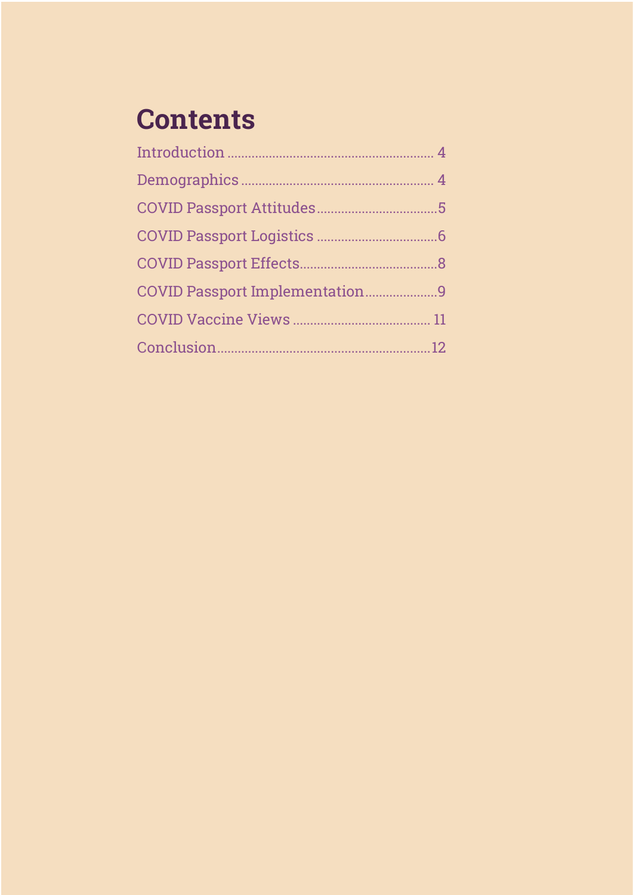# Contents

- Introduction ........................................................ 4
- Demographics ..................................................... 4
- COVID Passport Attitudes ..................................5
- COVID Passport Logistics ..................................6
- COVID Passport Effects.......................................8
- COVID Passport Implementation....................9
- COVID Vaccine Views ....................................... 11
- Conclusion............................................................12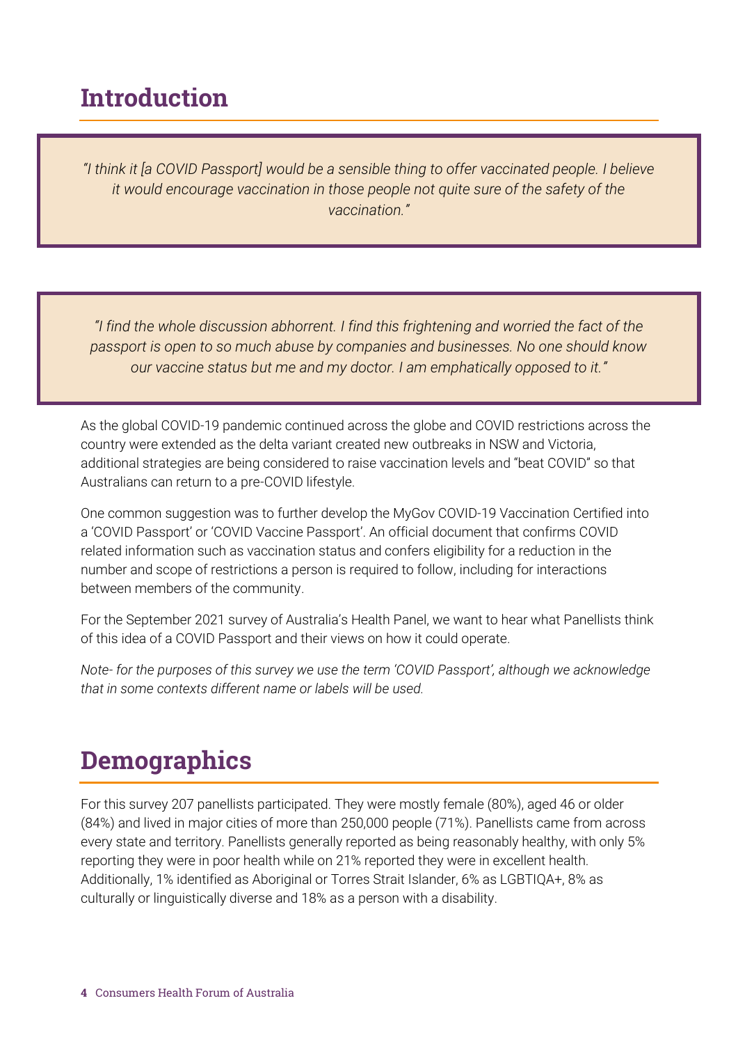# Introduction

> *"I think it [a COVID Passport] would be a sensible thing to offer vaccinated people. I believe it would encourage vaccination in those people not quite sure of the safety of the vaccination."*

> *"I find the whole discussion abhorrent. I find this frightening and worried the fact of the passport is open to so much abuse by companies and businesses. No one should know our vaccine status but me and my doctor. I am emphatically opposed to it."*

As the global COVID-19 pandemic continued across the globe and COVID restrictions across the country were extended as the delta variant created new outbreaks in NSW and Victoria, additional strategies are being considered to raise vaccination levels and "beat COVID" so that Australians can return to a pre-COVID lifestyle.

One common suggestion was to further develop the MyGov COVID-19 Vaccination Certified into a 'COVID Passport' or 'COVID Vaccine Passport'. An official document that confirms COVID related information such as vaccination status and confers eligibility for a reduction in the number and scope of restrictions a person is required to follow, including for interactions between members of the community.

For the September 2021 survey of Australia's Health Panel, we want to hear what Panellists think of this idea of a COVID Passport and their views on how it could operate.

*Note- for the purposes of this survey we use the term 'COVID Passport', although we acknowledge that in some contexts different name or labels will be used.*

# Demographics

For this survey 207 panellists participated. They were mostly female (80%), aged 46 or older (84%) and lived in major cities of more than 250,000 people (71%). Panellists came from across every state and territory. Panellists generally reported as being reasonably healthy, with only 5% reporting they were in poor health while on 21% reported they were in excellent health. Additionally, 1% identified as Aboriginal or Torres Strait Islander, 6% as LGBTIQA+, 8% as culturally or linguistically diverse and 18% as a person with a disability.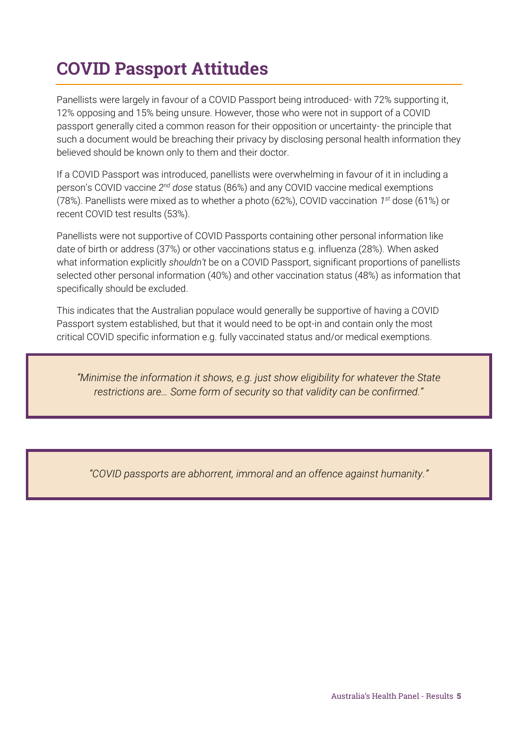# COVID Passport Attitudes

Panellists were largely in favour of a COVID Passport being introduced- with 72% supporting it, 12% opposing and 15% being unsure. However, those who were not in support of a COVID passport generally cited a common reason for their opposition or uncertainty- the principle that such a document would be breaching their privacy by disclosing personal health information they believed should be known only to them and their doctor.

If a COVID Passport was introduced, panellists were overwhelming in favour of it in including a person's COVID vaccine *2nd dose* status (86%) and any COVID vaccine medical exemptions (78%). Panellists were mixed as to whether a photo (62%), COVID vaccination *1st* dose (61%) or recent COVID test results (53%).

Panellists were not supportive of COVID Passports containing other personal information like date of birth or address (37%) or other vaccinations status e.g. influenza (28%). When asked what information explicitly *shouldn't* be on a COVID Passport, significant proportions of panellists selected other personal information (40%) and other vaccination status (48%) as information that specifically should be excluded.

This indicates that the Australian populace would generally be supportive of having a COVID Passport system established, but that it would need to be opt-in and contain only the most critical COVID specific information e.g. fully vaccinated status and/or medical exemptions.

> *"Minimise the information it shows, e.g. just show eligibility for whatever the State restrictions are… Some form of security so that validity can be confirmed."*

> *"COVID passports are abhorrent, immoral and an offence against humanity."*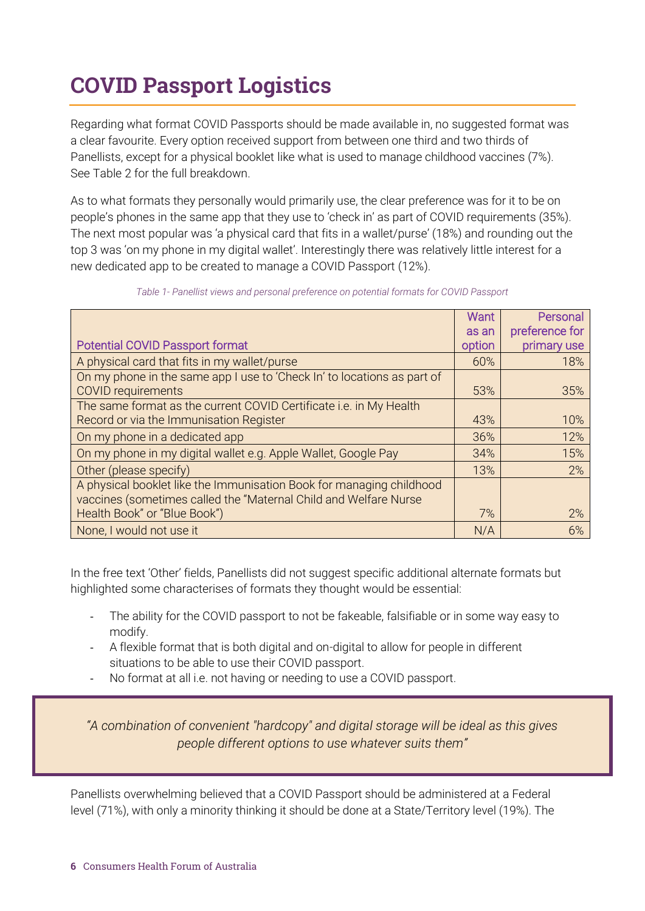# COVID Passport Logistics

Regarding what format COVID Passports should be made available in, no suggested format was a clear favourite. Every option received support from between one third and two thirds of Panellists, except for a physical booklet like what is used to manage childhood vaccines (7%). See Table 2 for the full breakdown.

As to what formats they personally would primarily use, the clear preference was for it to be on people's phones in the same app that they use to 'check in' as part of COVID requirements (35%). The next most popular was 'a physical card that fits in a wallet/purse' (18%) and rounding out the top 3 was 'on my phone in my digital wallet'. Interestingly there was relatively little interest for a new dedicated app to be created to manage a COVID Passport (12%).

*Table 1- Panellist views and personal preference on potential formats for COVID Passport*

| Potential COVID Passport format | Want as an option | Personal preference for primary use |
|---|---|---|
| A physical card that fits in my wallet/purse | 60% | 18% |
| On my phone in the same app I use to 'Check In' to locations as part of COVID requirements | 53% | 35% |
| The same format as the current COVID Certificate i.e. in My Health Record or via the Immunisation Register | 43% | 10% |
| On my phone in a dedicated app | 36% | 12% |
| On my phone in my digital wallet e.g. Apple Wallet, Google Pay | 34% | 15% |
| Other (please specify) | 13% | 2% |
| A physical booklet like the Immunisation Book for managing childhood vaccines (sometimes called the "Maternal Child and Welfare Nurse Health Book" or "Blue Book") | 7% | 2% |
| None, I would not use it | N/A | 6% |

In the free text 'Other' fields, Panellists did not suggest specific additional alternate formats but highlighted some characterises of formats they thought would be essential:

- The ability for the COVID passport to not be fakeable, falsifiable or in some way easy to modify.
- A flexible format that is both digital and on-digital to allow for people in different situations to be able to use their COVID passport.
- No format at all i.e. not having or needing to use a COVID passport.

> *"A combination of convenient "hardcopy" and digital storage will be ideal as this gives people different options to use whatever suits them"*

Panellists overwhelming believed that a COVID Passport should be administered at a Federal level (71%), with only a minority thinking it should be done at a State/Territory level (19%). The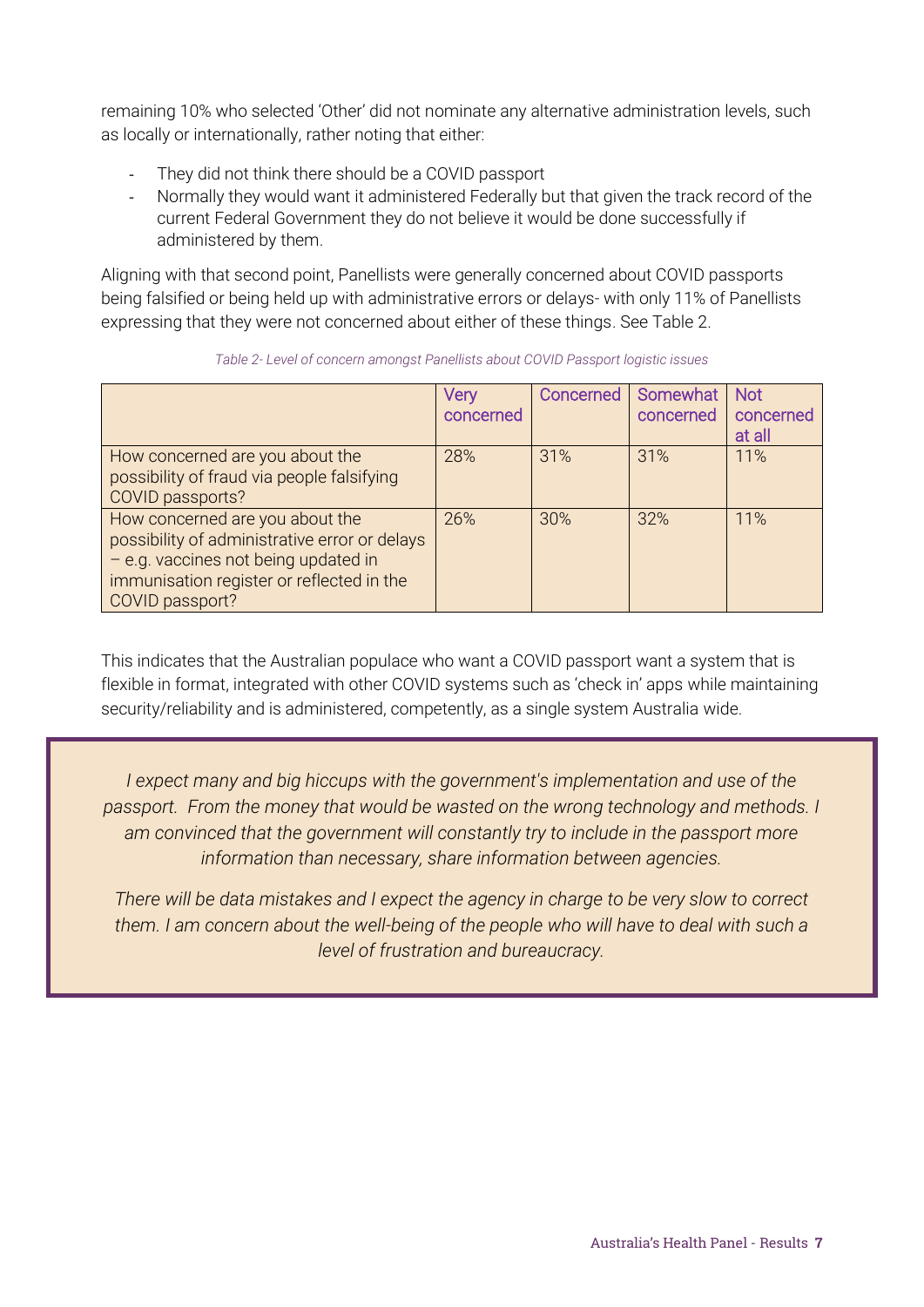remaining 10% who selected 'Other' did not nominate any alternative administration levels, such as locally or internationally, rather noting that either:

- They did not think there should be a COVID passport
- Normally they would want it administered Federally but that given the track record of the current Federal Government they do not believe it would be done successfully if administered by them.

Aligning with that second point, Panellists were generally concerned about COVID passports being falsified or being held up with administrative errors or delays- with only 11% of Panellists expressing that they were not concerned about either of these things. See Table 2.

*Table 2- Level of concern amongst Panellists about COVID Passport logistic issues*

| | Very concerned | Concerned | Somewhat concerned | Not concerned at all |
|---|---|---|---|---|
| How concerned are you about the possibility of fraud via people falsifying COVID passports? | 28% | 31% | 31% | 11% |
| How concerned are you about the possibility of administrative error or delays – e.g. vaccines not being updated in immunisation register or reflected in the COVID passport? | 26% | 30% | 32% | 11% |

This indicates that the Australian populace who want a COVID passport want a system that is flexible in format, integrated with other COVID systems such as 'check in' apps while maintaining security/reliability and is administered, competently, as a single system Australia wide.

*I expect many and big hiccups with the government's implementation and use of the passport. From the money that would be wasted on the wrong technology and methods. I am convinced that the government will constantly try to include in the passport more information than necessary, share information between agencies.*

*There will be data mistakes and I expect the agency in charge to be very slow to correct them. I am concern about the well-being of the people who will have to deal with such a level of frustration and bureaucracy.*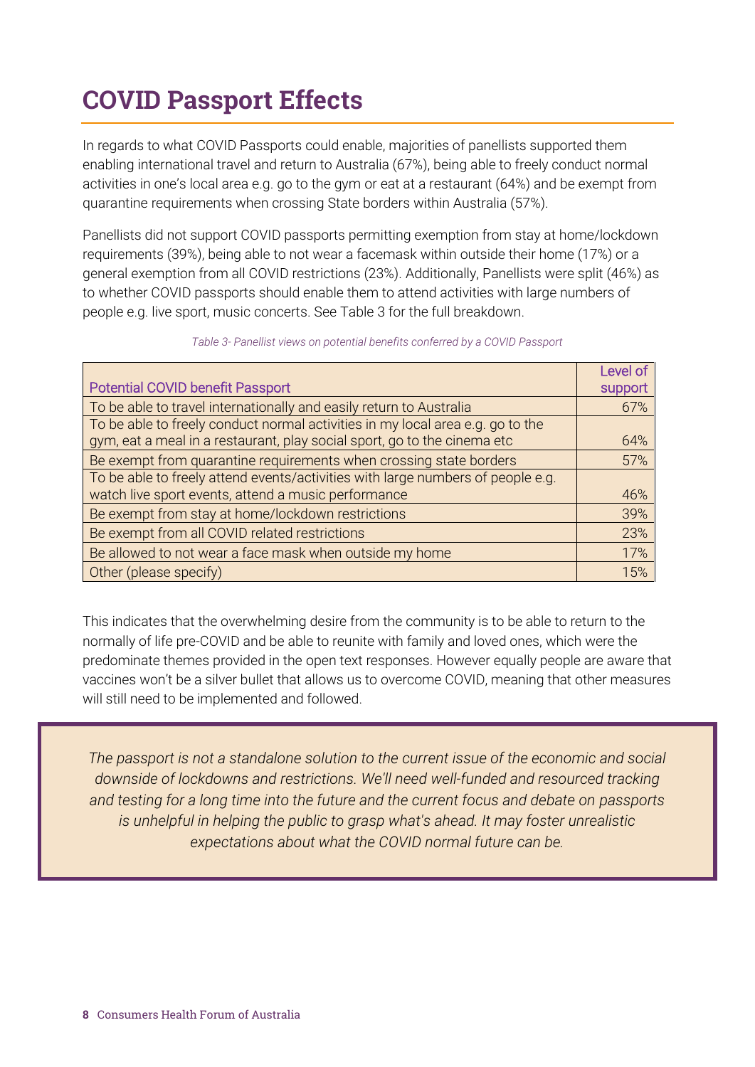# COVID Passport Effects

In regards to what COVID Passports could enable, majorities of panellists supported them enabling international travel and return to Australia (67%), being able to freely conduct normal activities in one's local area e.g. go to the gym or eat at a restaurant (64%) and be exempt from quarantine requirements when crossing State borders within Australia (57%).

Panellists did not support COVID passports permitting exemption from stay at home/lockdown requirements (39%), being able to not wear a facemask within outside their home (17%) or a general exemption from all COVID restrictions (23%). Additionally, Panellists were split (46%) as to whether COVID passports should enable them to attend activities with large numbers of people e.g. live sport, music concerts. See Table 3 for the full breakdown.

*Table 3- Panellist views on potential benefits conferred by a COVID Passport*

| Potential COVID benefit Passport | Level of support |
|---|---|
| To be able to travel internationally and easily return to Australia | 67% |
| To be able to freely conduct normal activities in my local area e.g. go to the gym, eat a meal in a restaurant, play social sport, go to the cinema etc | 64% |
| Be exempt from quarantine requirements when crossing state borders | 57% |
| To be able to freely attend events/activities with large numbers of people e.g. watch live sport events, attend a music performance | 46% |
| Be exempt from stay at home/lockdown restrictions | 39% |
| Be exempt from all COVID related restrictions | 23% |
| Be allowed to not wear a face mask when outside my home | 17% |
| Other (please specify) | 15% |

This indicates that the overwhelming desire from the community is to be able to return to the normally of life pre-COVID and be able to reunite with family and loved ones, which were the predominate themes provided in the open text responses. However equally people are aware that vaccines won't be a silver bullet that allows us to overcome COVID, meaning that other measures will still need to be implemented and followed.

> *The passport is not a standalone solution to the current issue of the economic and social downside of lockdowns and restrictions. We'll need well-funded and resourced tracking and testing for a long time into the future and the current focus and debate on passports is unhelpful in helping the public to grasp what's ahead. It may foster unrealistic expectations about what the COVID normal future can be.*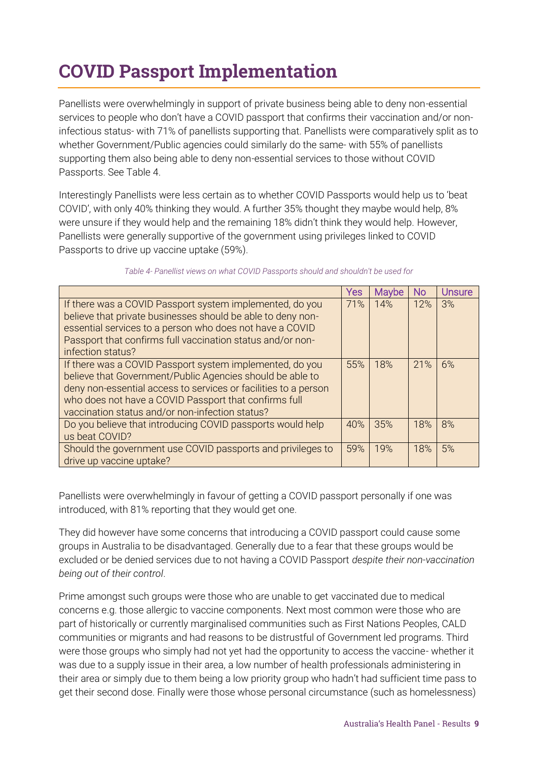# COVID Passport Implementation

Panellists were overwhelmingly in support of private business being able to deny non-essential services to people who don't have a COVID passport that confirms their vaccination and/or non-infectious status- with 71% of panellists supporting that. Panellists were comparatively split as to whether Government/Public agencies could similarly do the same- with 55% of panellists supporting them also being able to deny non-essential services to those without COVID Passports. See Table 4.

Interestingly Panellists were less certain as to whether COVID Passports would help us to 'beat COVID', with only 40% thinking they would. A further 35% thought they maybe would help, 8% were unsure if they would help and the remaining 18% didn't think they would help. However, Panellists were generally supportive of the government using privileges linked to COVID Passports to drive up vaccine uptake (59%).

*Table 4- Panellist views on what COVID Passports should and shouldn't be used for*

| | Yes | Maybe | No | Unsure |
|---|---|---|---|---|
| If there was a COVID Passport system implemented, do you believe that private businesses should be able to deny non-essential services to a person who does not have a COVID Passport that confirms full vaccination status and/or non-infection status? | 71% | 14% | 12% | 3% |
| If there was a COVID Passport system implemented, do you believe that Government/Public Agencies should be able to deny non-essential access to services or facilities to a person who does not have a COVID Passport that confirms full vaccination status and/or non-infection status? | 55% | 18% | 21% | 6% |
| Do you believe that introducing COVID passports would help us beat COVID? | 40% | 35% | 18% | 8% |
| Should the government use COVID passports and privileges to drive up vaccine uptake? | 59% | 19% | 18% | 5% |

Panellists were overwhelmingly in favour of getting a COVID passport personally if one was introduced, with 81% reporting that they would get one.

They did however have some concerns that introducing a COVID passport could cause some groups in Australia to be disadvantaged. Generally due to a fear that these groups would be excluded or be denied services due to not having a COVID Passport *despite their non-vaccination being out of their control*.

Prime amongst such groups were those who are unable to get vaccinated due to medical concerns e.g. those allergic to vaccine components. Next most common were those who are part of historically or currently marginalised communities such as First Nations Peoples, CALD communities or migrants and had reasons to be distrustful of Government led programs. Third were those groups who simply had not yet had the opportunity to access the vaccine- whether it was due to a supply issue in their area, a low number of health professionals administering in their area or simply due to them being a low priority group who hadn't had sufficient time pass to get their second dose. Finally were those whose personal circumstance (such as homelessness)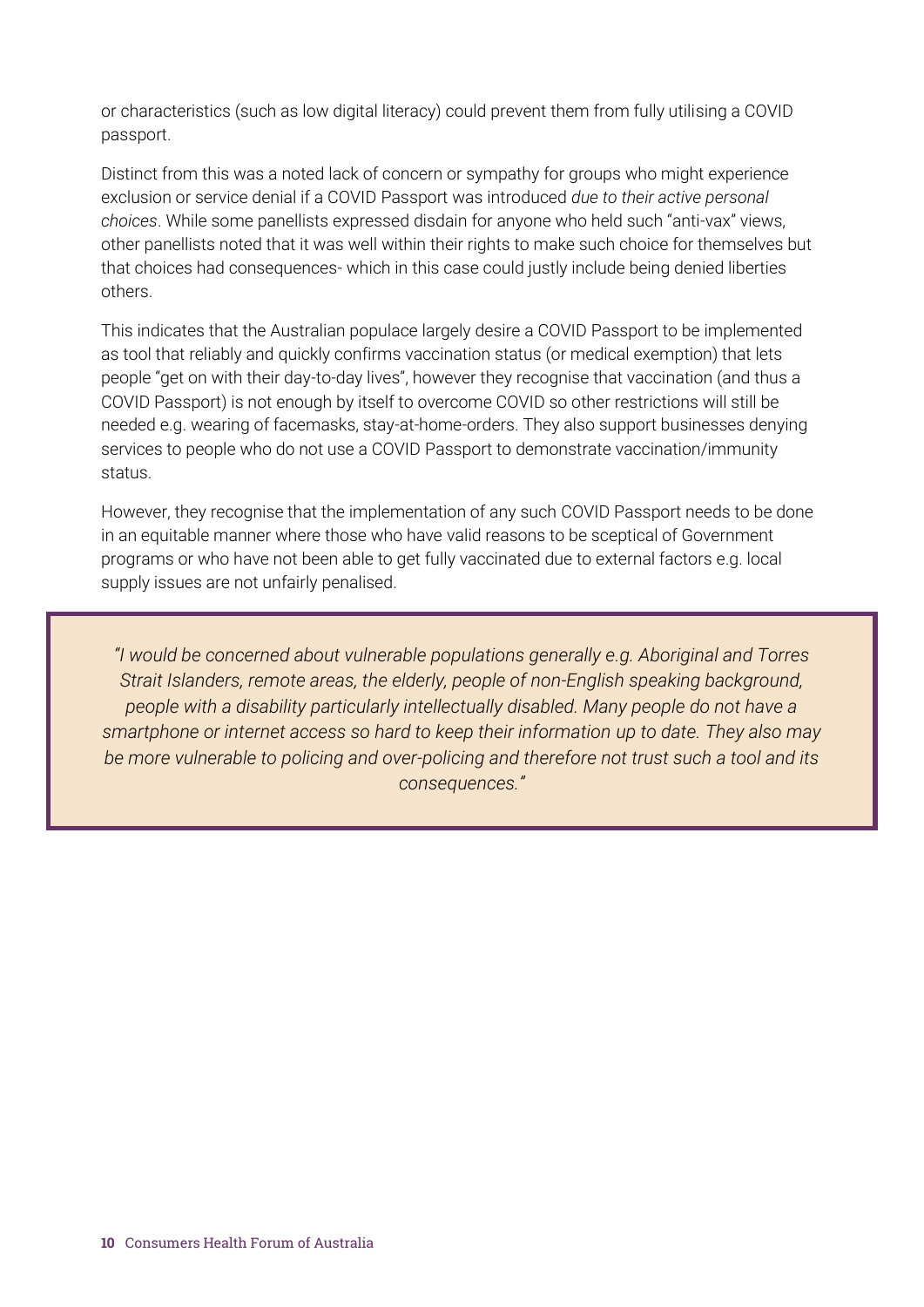or characteristics (such as low digital literacy) could prevent them from fully utilising a COVID passport.

Distinct from this was a noted lack of concern or sympathy for groups who might experience exclusion or service denial if a COVID Passport was introduced *due to their active personal choices*. While some panellists expressed disdain for anyone who held such "anti-vax" views, other panellists noted that it was well within their rights to make such choice for themselves but that choices had consequences- which in this case could justly include being denied liberties others.

This indicates that the Australian populace largely desire a COVID Passport to be implemented as tool that reliably and quickly confirms vaccination status (or medical exemption) that lets people "get on with their day-to-day lives", however they recognise that vaccination (and thus a COVID Passport) is not enough by itself to overcome COVID so other restrictions will still be needed e.g. wearing of facemasks, stay-at-home-orders. They also support businesses denying services to people who do not use a COVID Passport to demonstrate vaccination/immunity status.

However, they recognise that the implementation of any such COVID Passport needs to be done in an equitable manner where those who have valid reasons to be sceptical of Government programs or who have not been able to get fully vaccinated due to external factors e.g. local supply issues are not unfairly penalised.

> *"I would be concerned about vulnerable populations generally e.g. Aboriginal and Torres Strait Islanders, remote areas, the elderly, people of non-English speaking background, people with a disability particularly intellectually disabled. Many people do not have a smartphone or internet access so hard to keep their information up to date. They also may be more vulnerable to policing and over-policing and therefore not trust such a tool and its consequences."*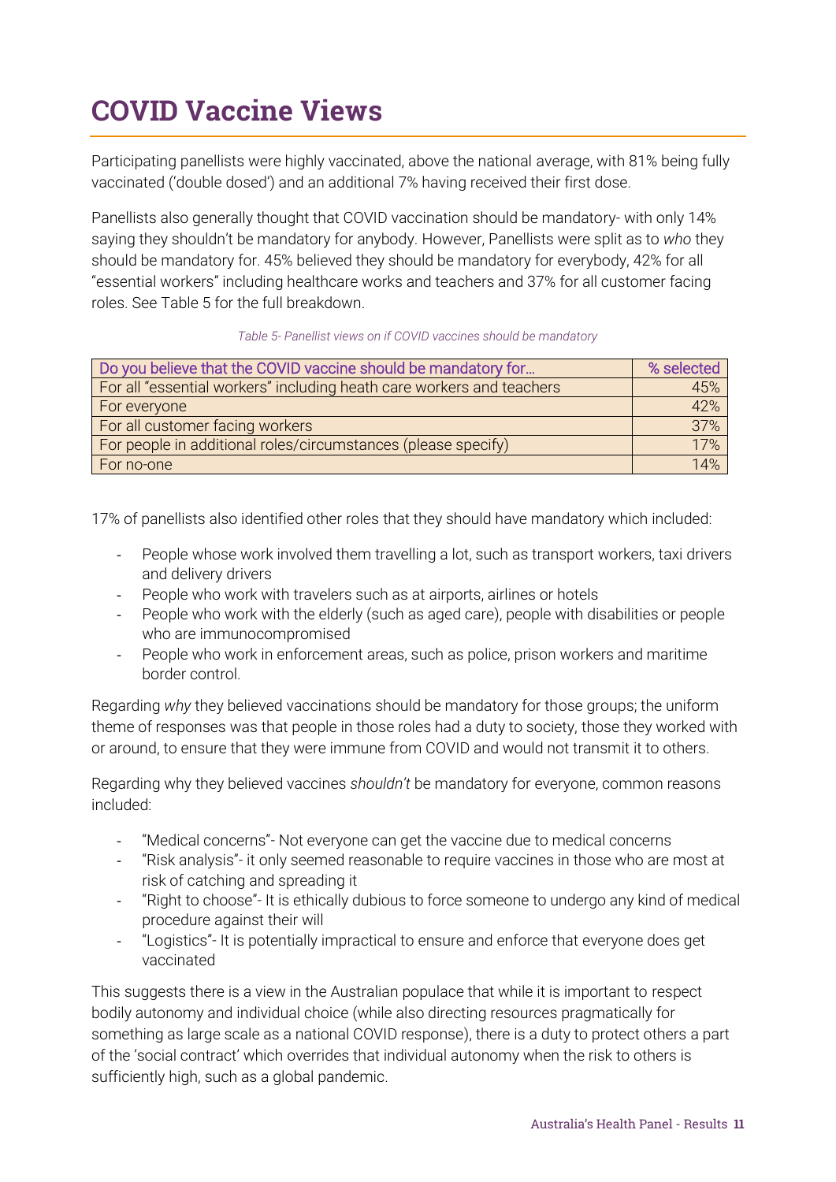# COVID Vaccine Views

Participating panellists were highly vaccinated, above the national average, with 81% being fully vaccinated ('double dosed') and an additional 7% having received their first dose.

Panellists also generally thought that COVID vaccination should be mandatory- with only 14% saying they shouldn't be mandatory for anybody. However, Panellists were split as to *who* they should be mandatory for. 45% believed they should be mandatory for everybody, 42% for all "essential workers" including healthcare works and teachers and 37% for all customer facing roles. See Table 5 for the full breakdown.

*Table 5- Panellist views on if COVID vaccines should be mandatory*

| Do you believe that the COVID vaccine should be mandatory for… | % selected |
|---|---|
| For all "essential workers" including heath care workers and teachers | 45% |
| For everyone | 42% |
| For all customer facing workers | 37% |
| For people in additional roles/circumstances (please specify) | 17% |
| For no-one | 14% |

17% of panellists also identified other roles that they should have mandatory which included:

- People whose work involved them travelling a lot, such as transport workers, taxi drivers and delivery drivers
- People who work with travelers such as at airports, airlines or hotels
- People who work with the elderly (such as aged care), people with disabilities or people who are immunocompromised
- People who work in enforcement areas, such as police, prison workers and maritime border control.

Regarding *why* they believed vaccinations should be mandatory for those groups; the uniform theme of responses was that people in those roles had a duty to society, those they worked with or around, to ensure that they were immune from COVID and would not transmit it to others.

Regarding why they believed vaccines *shouldn't* be mandatory for everyone, common reasons included:

- "Medical concerns"- Not everyone can get the vaccine due to medical concerns
- "Risk analysis"- it only seemed reasonable to require vaccines in those who are most at risk of catching and spreading it
- "Right to choose"- It is ethically dubious to force someone to undergo any kind of medical procedure against their will
- "Logistics"- It is potentially impractical to ensure and enforce that everyone does get vaccinated

This suggests there is a view in the Australian populace that while it is important to respect bodily autonomy and individual choice (while also directing resources pragmatically for something as large scale as a national COVID response), there is a duty to protect others a part of the 'social contract' which overrides that individual autonomy when the risk to others is sufficiently high, such as a global pandemic.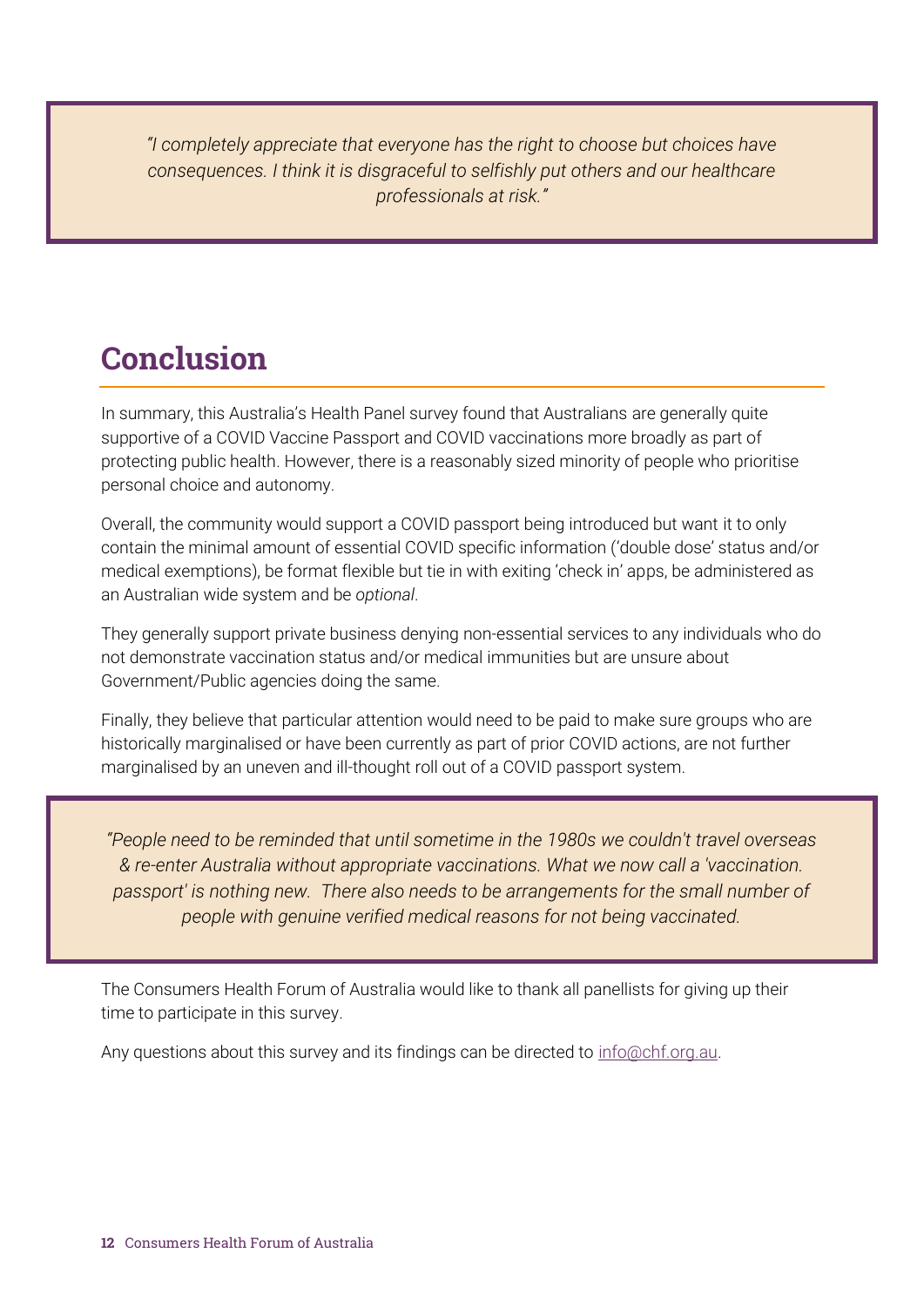*"I completely appreciate that everyone has the right to choose but choices have consequences. I think it is disgraceful to selfishly put others and our healthcare professionals at risk."*

# Conclusion

In summary, this Australia's Health Panel survey found that Australians are generally quite supportive of a COVID Vaccine Passport and COVID vaccinations more broadly as part of protecting public health. However, there is a reasonably sized minority of people who prioritise personal choice and autonomy.

Overall, the community would support a COVID passport being introduced but want it to only contain the minimal amount of essential COVID specific information ('double dose' status and/or medical exemptions), be format flexible but tie in with exiting 'check in' apps, be administered as an Australian wide system and be *optional*.

They generally support private business denying non-essential services to any individuals who do not demonstrate vaccination status and/or medical immunities but are unsure about Government/Public agencies doing the same.

Finally, they believe that particular attention would need to be paid to make sure groups who are historically marginalised or have been currently as part of prior COVID actions, are not further marginalised by an uneven and ill-thought roll out of a COVID passport system.

*"People need to be reminded that until sometime in the 1980s we couldn't travel overseas & re-enter Australia without appropriate vaccinations. What we now call a 'vaccination. passport' is nothing new. There also needs to be arrangements for the small number of people with genuine verified medical reasons for not being vaccinated.*

The Consumers Health Forum of Australia would like to thank all panellists for giving up their time to participate in this survey.

Any questions about this survey and its findings can be directed to info@chf.org.au.